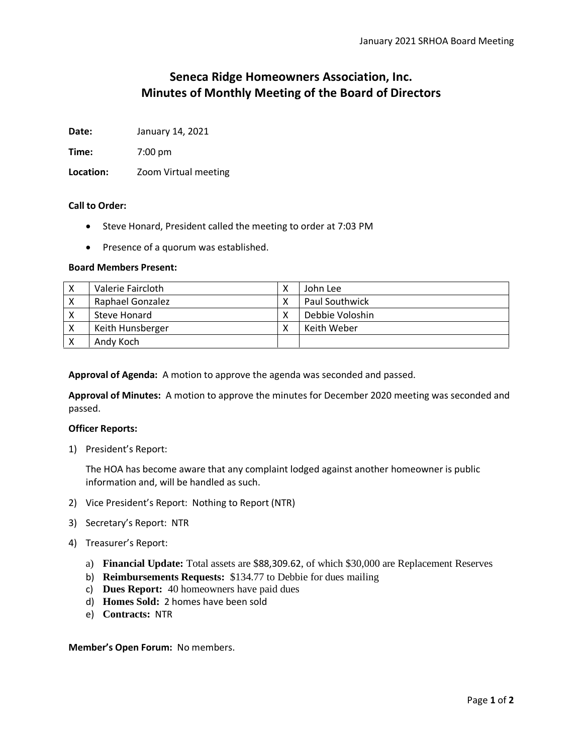# Seneca Ridge Homeowners Association, Inc.
# Minutes of Monthly Meeting of the Board of Directors

**Date:** January 14, 2021

**Time:** 7:00 pm

**Location:** Zoom Virtual meeting

**Call to Order:**

- Steve Honard, President called the meeting to order at 7:03 PM
- Presence of a quorum was established.

**Board Members Present:**

| | | | |
|---|---|---|---|
| X | Valerie Faircloth | X | John Lee |
| X | Raphael Gonzalez | X | Paul Southwick |
| X | Steve Honard | X | Debbie Voloshin |
| X | Keith Hunsberger | X | Keith Weber |
| X | Andy Koch | | |

**Approval of Agenda:** A motion to approve the agenda was seconded and passed.

**Approval of Minutes:** A motion to approve the minutes for December 2020 meeting was seconded and passed.

**Officer Reports:**

1) President's Report:

   The HOA has become aware that any complaint lodged against another homeowner is public information and, will be handled as such.

2) Vice President's Report: Nothing to Report (NTR)
3) Secretary's Report: NTR
4) Treasurer's Report:
   a) **Financial Update:** Total assets are $88,309.62, of which $30,000 are Replacement Reserves
   b) **Reimbursements Requests:** $134.77 to Debbie for dues mailing
   c) **Dues Report:** 40 homeowners have paid dues
   d) **Homes Sold:** 2 homes have been sold
   e) **Contracts:** NTR

**Member's Open Forum:** No members.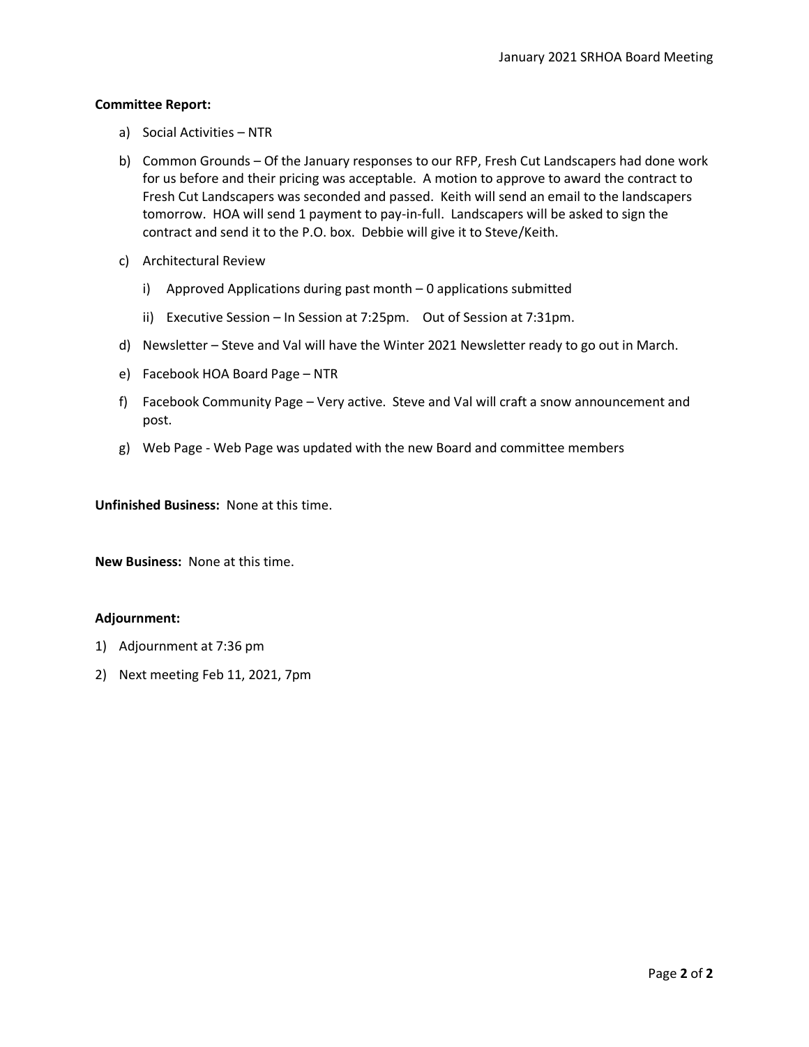**Committee Report:**

a) Social Activities – NTR

b) Common Grounds – Of the January responses to our RFP, Fresh Cut Landscapers had done work for us before and their pricing was acceptable. A motion to approve to award the contract to Fresh Cut Landscapers was seconded and passed. Keith will send an email to the landscapers tomorrow. HOA will send 1 payment to pay-in-full. Landscapers will be asked to sign the contract and send it to the P.O. box. Debbie will give it to Steve/Keith.

c) Architectural Review

   i) Approved Applications during past month – 0 applications submitted

   ii) Executive Session – In Session at 7:25pm. Out of Session at 7:31pm.

d) Newsletter – Steve and Val will have the Winter 2021 Newsletter ready to go out in March.

e) Facebook HOA Board Page – NTR

f) Facebook Community Page – Very active. Steve and Val will craft a snow announcement and post.

g) Web Page - Web Page was updated with the new Board and committee members

**Unfinished Business:** None at this time.

**New Business:** None at this time.

**Adjournment:**

1) Adjournment at 7:36 pm
2) Next meeting Feb 11, 2021, 7pm